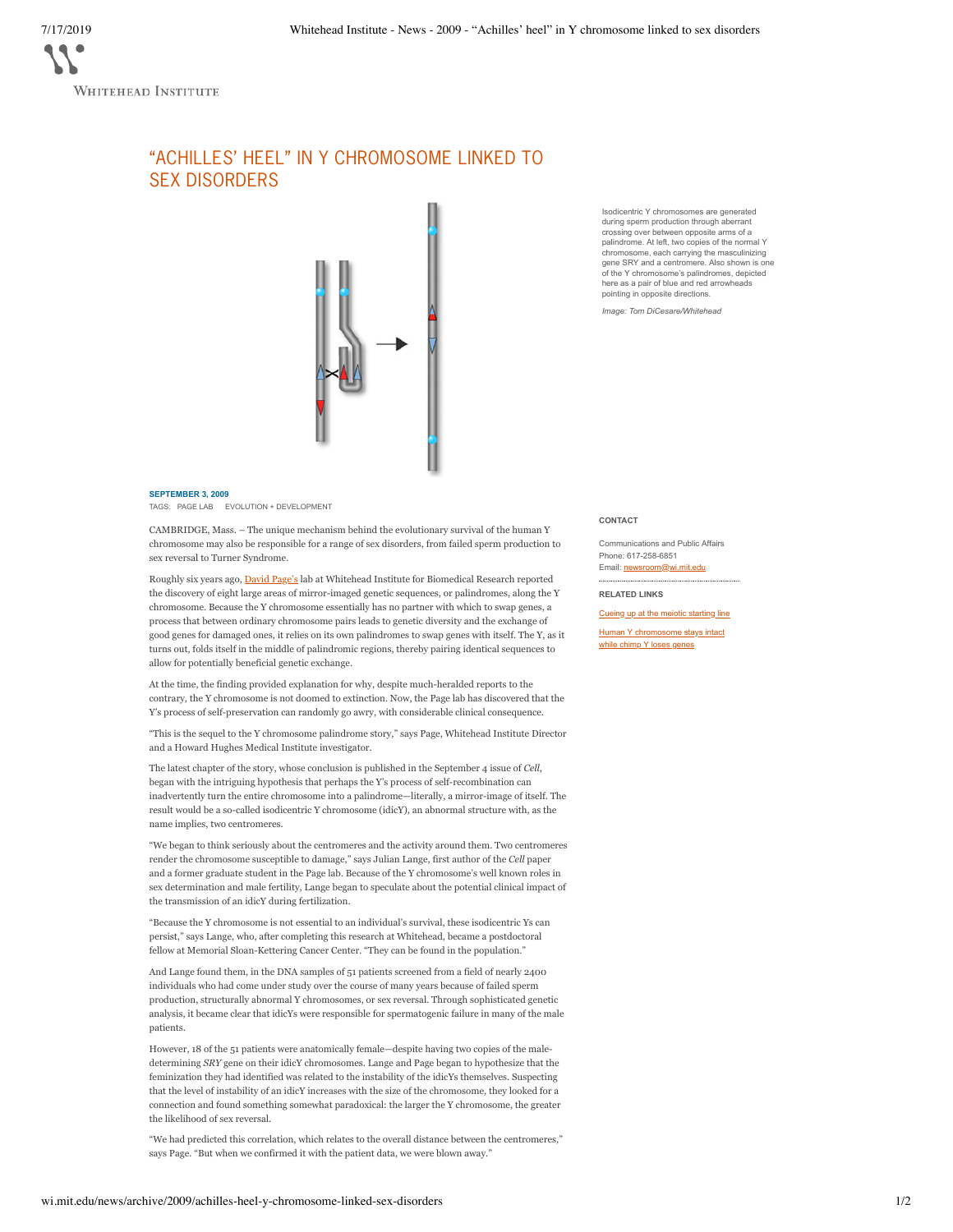# "ACHILLES' HEEL" IN Y CHROMOSOME LINKED TO SEX DISORDERS

Isodicentric Y chromosomes are generated during sperm production through aberrant crossing over between opposite arms of a palindrome. At left, two copies of the normal Y chromosome, each carrying the masculinizing gene SRY and a centromere. Also shown is one of the Y chromosome's palindromes, depicted here as a pair of blue and red arrowheads pointing in opposite directions.

*Image: Tom DiCesare/Whitehead*

**SEPTEMBER 3, 2009**

TAGS: PAGE LAB EVOLUTION + DEVELOPMENT

CAMBRIDGE, Mass. – The unique mechanism behind the evolutionary survival of the human Y chromosome may also be responsible for a range of sex disorders, from failed sperm production to sex reversal to Turner Syndrome.

Roughly six years ago, David Page's lab at Whitehead Institute for Biomedical Research reported the discovery of eight large areas of mirror-imaged genetic sequences, or palindromes, along the Y chromosome. Because the Y chromosome essentially has no partner with which to swap genes, a process that between ordinary chromosome pairs leads to genetic diversity and the exchange of good genes for damaged ones, it relies on its own palindromes to swap genes with itself. The Y, as it turns out, folds itself in the middle of palindromic regions, thereby pairing identical sequences to allow for potentially beneficial genetic exchange.

At the time, the finding provided explanation for why, despite much-heralded reports to the contrary, the Y chromosome is not doomed to extinction. Now, the Page lab has discovered that the Y's process of self-preservation can randomly go awry, with considerable clinical consequence.

"This is the sequel to the Y chromosome palindrome story," says Page, Whitehead Institute Director and a Howard Hughes Medical Institute investigator.

The latest chapter of the story, whose conclusion is published in the September 4 issue of *Cell*, began with the intriguing hypothesis that perhaps the Y's process of self-recombination can inadvertently turn the entire chromosome into a palindrome—literally, a mirror-image of itself. The result would be a so-called isodicentric Y chromosome (idicY), an abnormal structure with, as the name implies, two centromeres.

"We began to think seriously about the centromeres and the activity around them. Two centromeres render the chromosome susceptible to damage," says Julian Lange, first author of the *Cell* paper and a former graduate student in the Page lab. Because of the Y chromosome's well known roles in sex determination and male fertility, Lange began to speculate about the potential clinical impact of the transmission of an idicY during fertilization.

"Because the Y chromosome is not essential to an individual's survival, these isodicentric Ys can persist," says Lange, who, after completing this research at Whitehead, became a postdoctoral fellow at Memorial Sloan-Kettering Cancer Center. "They can be found in the population."

And Lange found them, in the DNA samples of 51 patients screened from a field of nearly 2400 individuals who had come under study over the course of many years because of failed sperm production, structurally abnormal Y chromosomes, or sex reversal. Through sophisticated genetic analysis, it became clear that idicYs were responsible for spermatogenic failure in many of the male patients.

However, 18 of the 51 patients were anatomically female—despite having two copies of the male-determining *SRY* gene on their idicY chromosomes. Lange and Page began to hypothesize that the feminization they had identified was related to the instability of the idicYs themselves. Suspecting that the level of instability of an idicY increases with the size of the chromosome, they looked for a connection and found something somewhat paradoxical: the larger the Y chromosome, the greater the likelihood of sex reversal.

"We had predicted this correlation, which relates to the overall distance between the centromeres," says Page. "But when we confirmed it with the patient data, we were blown away."

**CONTACT**

Communications and Public Affairs
Phone: 617-258-6851
Email: newsroom@wi.mit.edu

**RELATED LINKS**

Cueing up at the meiotic starting line

Human Y chromosome stays intact while chimp Y loses genes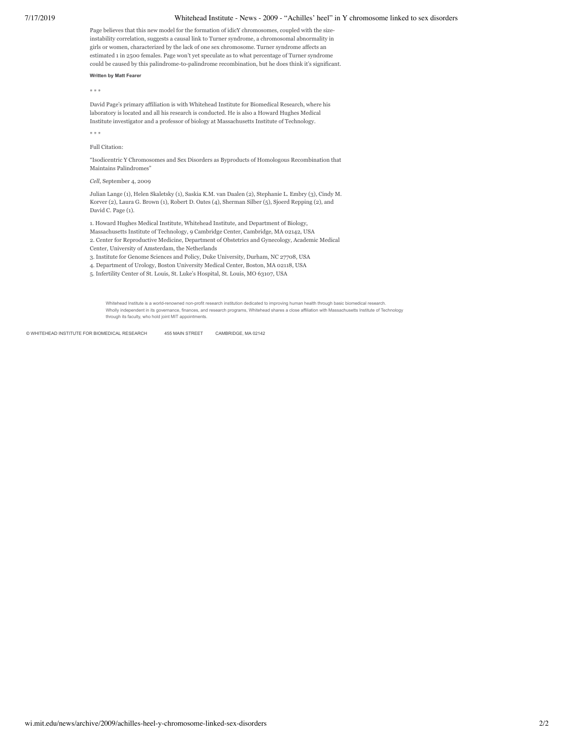Page believes that this new model for the formation of idicY chromosomes, coupled with the size-instability correlation, suggests a causal link to Turner syndrome, a chromosomal abnormality in girls or women, characterized by the lack of one sex chromosome. Turner syndrome affects an estimated 1 in 2500 females. Page won't yet speculate as to what percentage of Turner syndrome could be caused by this palindrome-to-palindrome recombination, but he does think it's significant.

**Written by Matt Fearer**

\* \* \*

David Page's primary affiliation is with Whitehead Institute for Biomedical Research, where his laboratory is located and all his research is conducted. He is also a Howard Hughes Medical Institute investigator and a professor of biology at Massachusetts Institute of Technology.

\* \* \*

Full Citation:

"Isodicentric Y Chromosomes and Sex Disorders as Byproducts of Homologous Recombination that Maintains Palindromes"

*Cell*, September 4, 2009

Julian Lange (1), Helen Skaletsky (1), Saskia K.M. van Daalen (2), Stephanie L. Embry (3), Cindy M. Korver (2), Laura G. Brown (1), Robert D. Oates (4), Sherman Silber (5), Sjoerd Repping (2), and David C. Page (1).

1. Howard Hughes Medical Institute, Whitehead Institute, and Department of Biology, Massachusetts Institute of Technology, 9 Cambridge Center, Cambridge, MA 02142, USA
2. Center for Reproductive Medicine, Department of Obstetrics and Gynecology, Academic Medical Center, University of Amsterdam, the Netherlands
3. Institute for Genome Sciences and Policy, Duke University, Durham, NC 27708, USA
4. Department of Urology, Boston University Medical Center, Boston, MA 02118, USA
5. Infertility Center of St. Louis, St. Luke's Hospital, St. Louis, MO 63107, USA

Whitehead Institute is a world-renowned non-profit research institution dedicated to improving human health through basic biomedical research. Wholly independent in its governance, finances, and research programs, Whitehead shares a close affiliation with Massachusetts Institute of Technology through its faculty, who hold joint MIT appointments.

© WHITEHEAD INSTITUTE FOR BIOMEDICAL RESEARCH    455 MAIN STREET    CAMBRIDGE, MA 02142